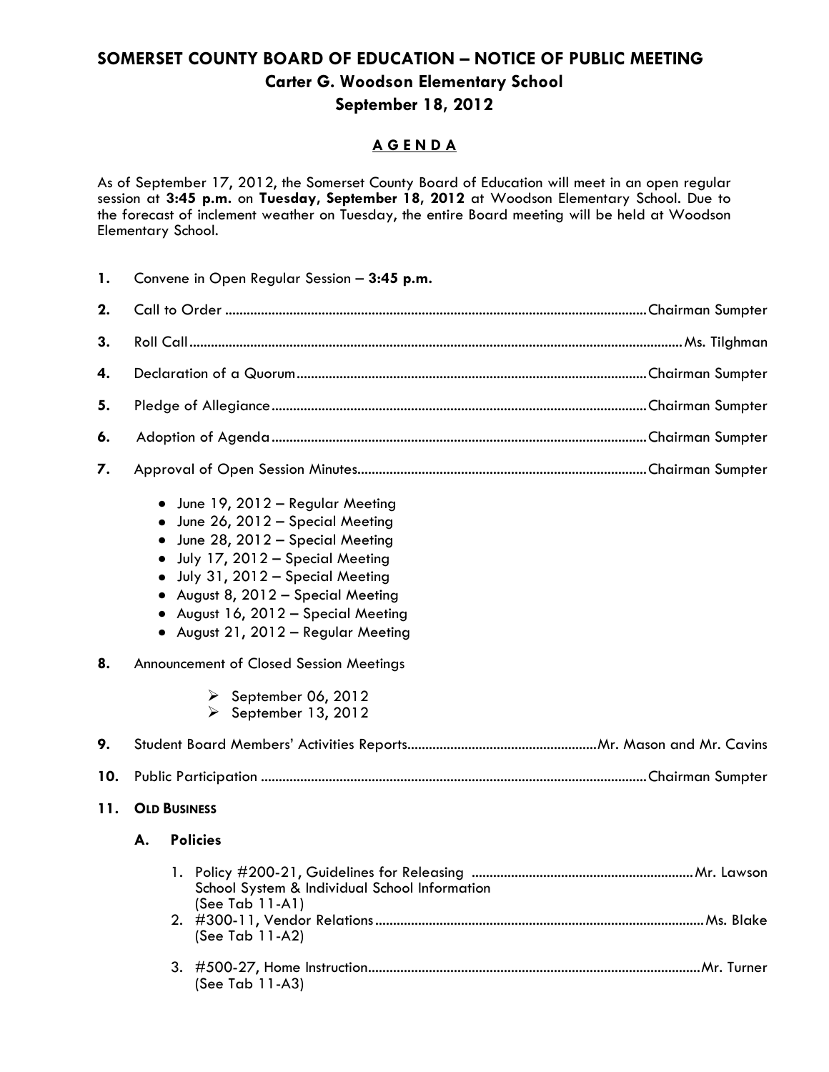# SOMERSET COUNTY BOARD OF EDUCATION – NOTICE OF PUBLIC MEETING

## Carter G. Woodson Elementary School

## September 18, 2012

### A G E N D A

As of September 17, 2012, the Somerset County Board of Education will meet in an open regular session at **3:45 p.m.** on **Tuesday, September 18, 2012** at Woodson Elementary School. Due to the forecast of inclement weather on Tuesday, the entire Board meeting will be held at Woodson Elementary School.

1. Convene in Open Regular Session – **3:45 p.m.**
2. Call to Order ........ Chairman Sumpter
3. Roll Call ........ Ms. Tilghman
4. Declaration of a Quorum ........ Chairman Sumpter
5. Pledge of Allegiance ........ Chairman Sumpter
6. Adoption of Agenda ........ Chairman Sumpter
7. Approval of Open Session Minutes ........ Chairman Sumpter
   - June 19, 2012 – Regular Meeting
   - June 26, 2012 – Special Meeting
   - June 28, 2012 – Special Meeting
   - July 17, 2012 – Special Meeting
   - July 31, 2012 – Special Meeting
   - August 8, 2012 – Special Meeting
   - August 16, 2012 – Special Meeting
   - August 21, 2012 – Regular Meeting
8. Announcement of Closed Session Meetings
   - September 06, 2012
   - September 13, 2012
9. Student Board Members' Activities Reports ........ Mr. Mason and Mr. Cavins
10. Public Participation ........ Chairman Sumpter
11. **OLD BUSINESS**

    **A. Policies**

    1. Policy #200-21, Guidelines for Releasing School System & Individual School Information ........ Mr. Lawson
       (See Tab 11-A1)
    2. #300-11, Vendor Relations ........ Ms. Blake
       (See Tab 11-A2)
    3. #500-27, Home Instruction ........ Mr. Turner
       (See Tab 11-A3)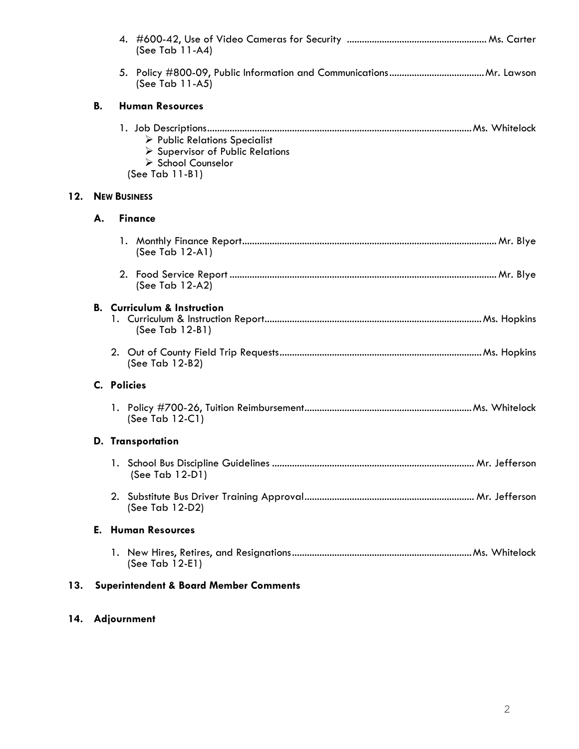4. #600-42, Use of Video Cameras for Security ........................................................ Ms. Carter
   (See Tab 11-A4)

5. Policy #800-09, Public Information and Communications ...................................... Mr. Lawson
   (See Tab 11-A5)

**B. Human Resources**

1. Job Descriptions ........................................................................................................ Ms. Whitelock
   - Public Relations Specialist
   - Supervisor of Public Relations
   - School Counselor

   (See Tab 11-B1)

**12. NEW BUSINESS**

**A. Finance**

1. Monthly Finance Report .................................................................................................... Mr. Blye
   (See Tab 12-A1)

2. Food Service Report ......................................................................................................... Mr. Blye
   (See Tab 12-A2)

**B. Curriculum & Instruction**

1. Curriculum & Instruction Report ...................................................................................... Ms. Hopkins
   (See Tab 12-B1)

2. Out of County Field Trip Requests ................................................................................ Ms. Hopkins
   (See Tab 12-B2)

**C. Policies**

1. Policy #700-26, Tuition Reimbursement .................................................................. Ms. Whitelock
   (See Tab 12-C1)

**D. Transportation**

1. School Bus Discipline Guidelines ................................................................................ Mr. Jefferson
   (See Tab 12-D1)

2. Substitute Bus Driver Training Approval ................................................................... Mr. Jefferson
   (See Tab 12-D2)

**E. Human Resources**

1. New Hires, Retires, and Resignations ....................................................................... Ms. Whitelock
   (See Tab 12-E1)

**13. Superintendent & Board Member Comments**

**14. Adjournment**